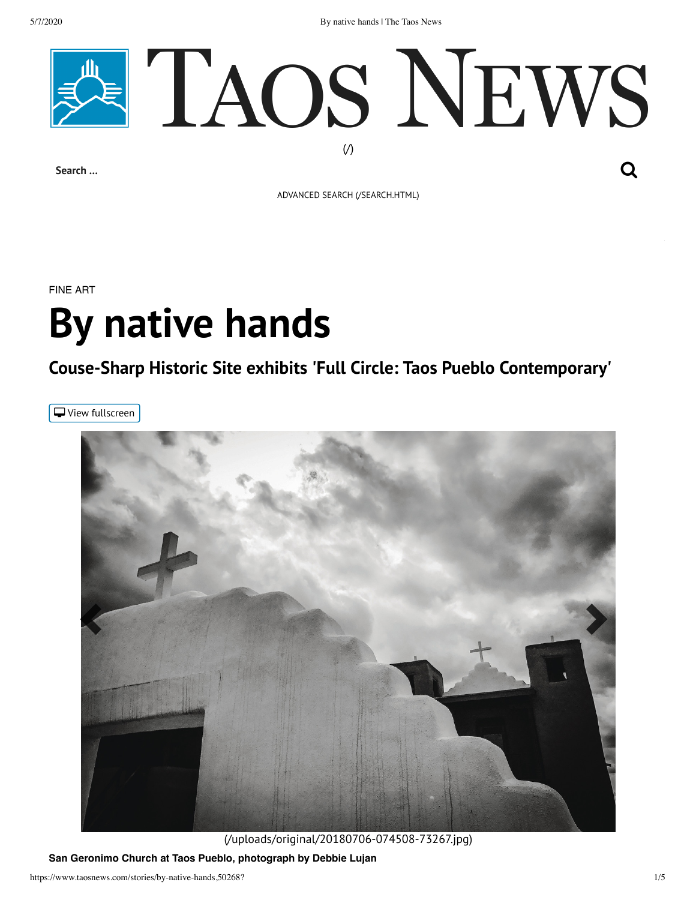# By native hands

## Couse-Sharp Historic Site exhibits 'Full Circle: Taos Pueblo Contemporary'

(/uploads/original/20180706-074508-73267.jpg)

**San Geronimo Church at Taos Pueblo, photograph by Debbie Lujan**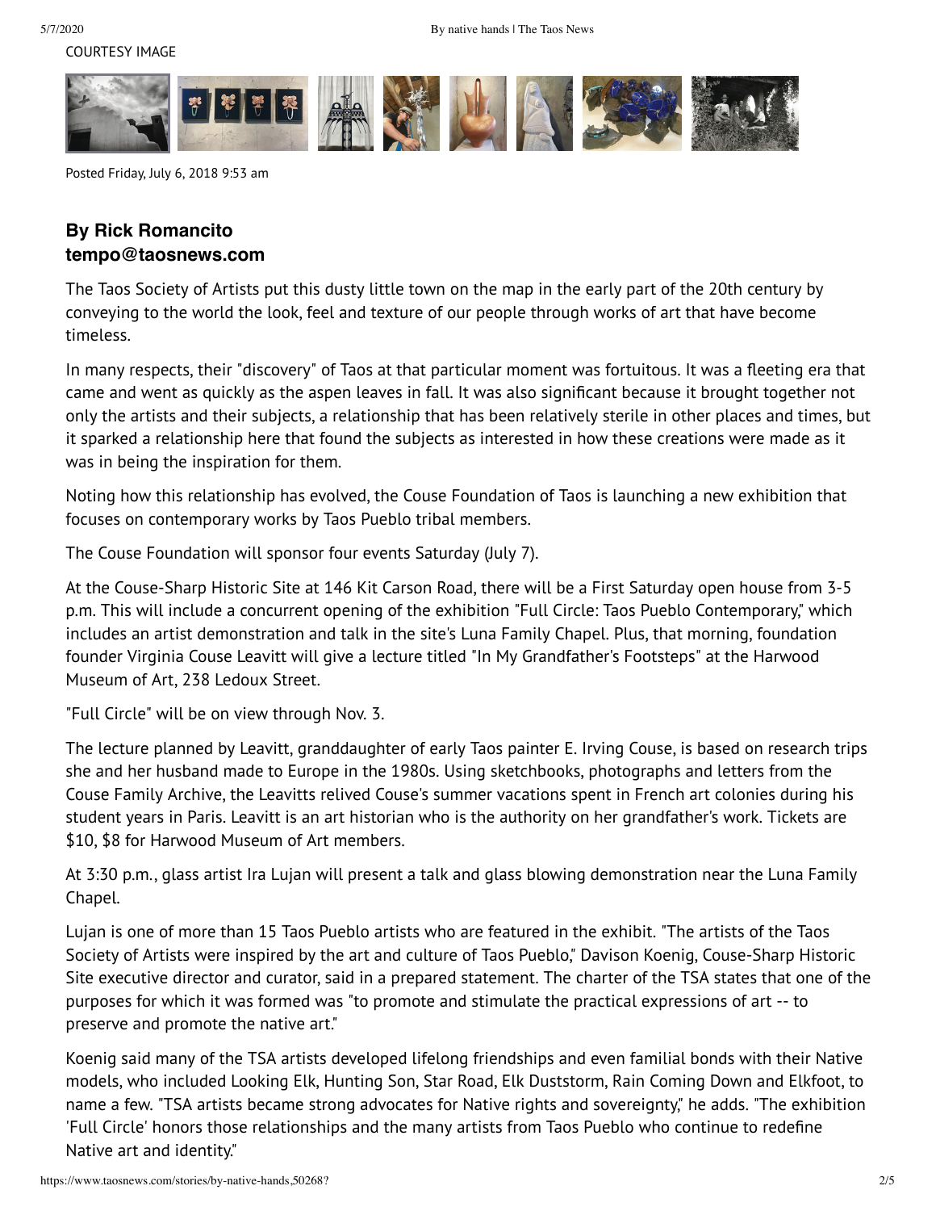COURTESY IMAGE

Posted Friday, July 6, 2018 9:53 am

**By Rick Romancito**
**tempo@taosnews.com**

The Taos Society of Artists put this dusty little town on the map in the early part of the 20th century by conveying to the world the look, feel and texture of our people through works of art that have become timeless.

In many respects, their "discovery" of Taos at that particular moment was fortuitous. It was a fleeting era that came and went as quickly as the aspen leaves in fall. It was also significant because it brought together not only the artists and their subjects, a relationship that has been relatively sterile in other places and times, but it sparked a relationship here that found the subjects as interested in how these creations were made as it was in being the inspiration for them.

Noting how this relationship has evolved, the Couse Foundation of Taos is launching a new exhibition that focuses on contemporary works by Taos Pueblo tribal members.

The Couse Foundation will sponsor four events Saturday (July 7).

At the Couse-Sharp Historic Site at 146 Kit Carson Road, there will be a First Saturday open house from 3-5 p.m. This will include a concurrent opening of the exhibition "Full Circle: Taos Pueblo Contemporary," which includes an artist demonstration and talk in the site's Luna Family Chapel. Plus, that morning, foundation founder Virginia Couse Leavitt will give a lecture titled "In My Grandfather's Footsteps" at the Harwood Museum of Art, 238 Ledoux Street.

"Full Circle" will be on view through Nov. 3.

The lecture planned by Leavitt, granddaughter of early Taos painter E. Irving Couse, is based on research trips she and her husband made to Europe in the 1980s. Using sketchbooks, photographs and letters from the Couse Family Archive, the Leavitts relived Couse's summer vacations spent in French art colonies during his student years in Paris. Leavitt is an art historian who is the authority on her grandfather's work. Tickets are $10, $8 for Harwood Museum of Art members.

At 3:30 p.m., glass artist Ira Lujan will present a talk and glass blowing demonstration near the Luna Family Chapel.

Lujan is one of more than 15 Taos Pueblo artists who are featured in the exhibit. "The artists of the Taos Society of Artists were inspired by the art and culture of Taos Pueblo," Davison Koenig, Couse-Sharp Historic Site executive director and curator, said in a prepared statement. The charter of the TSA states that one of the purposes for which it was formed was "to promote and stimulate the practical expressions of art -- to preserve and promote the native art."

Koenig said many of the TSA artists developed lifelong friendships and even familial bonds with their Native models, who included Looking Elk, Hunting Son, Star Road, Elk Duststorm, Rain Coming Down and Elkfoot, to name a few. "TSA artists became strong advocates for Native rights and sovereignty," he adds. "The exhibition 'Full Circle' honors those relationships and the many artists from Taos Pueblo who continue to redefine Native art and identity."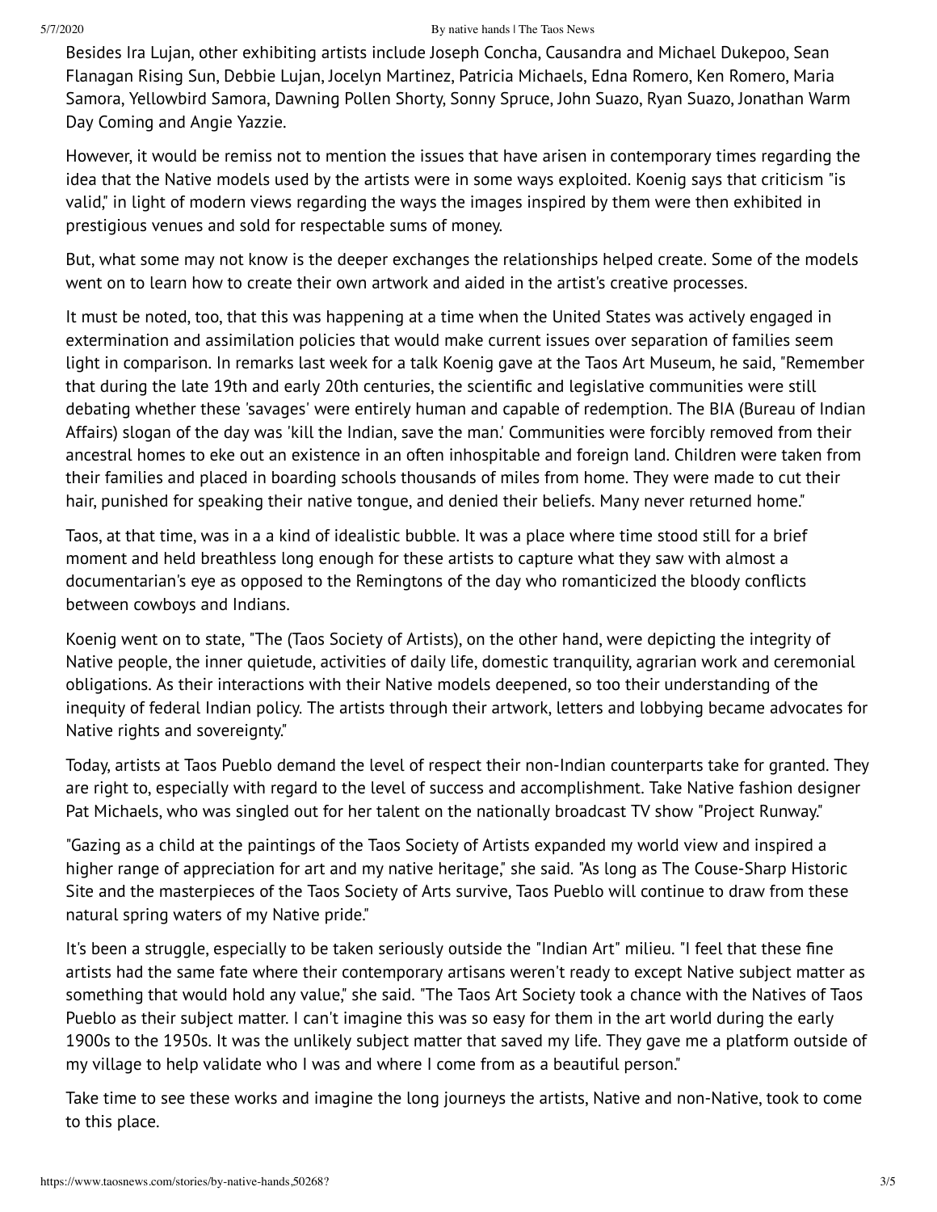Besides Ira Lujan, other exhibiting artists include Joseph Concha, Causandra and Michael Dukepoo, Sean Flanagan Rising Sun, Debbie Lujan, Jocelyn Martinez, Patricia Michaels, Edna Romero, Ken Romero, Maria Samora, Yellowbird Samora, Dawning Pollen Shorty, Sonny Spruce, John Suazo, Ryan Suazo, Jonathan Warm Day Coming and Angie Yazzie.

However, it would be remiss not to mention the issues that have arisen in contemporary times regarding the idea that the Native models used by the artists were in some ways exploited. Koenig says that criticism "is valid," in light of modern views regarding the ways the images inspired by them were then exhibited in prestigious venues and sold for respectable sums of money.

But, what some may not know is the deeper exchanges the relationships helped create. Some of the models went on to learn how to create their own artwork and aided in the artist's creative processes.

It must be noted, too, that this was happening at a time when the United States was actively engaged in extermination and assimilation policies that would make current issues over separation of families seem light in comparison. In remarks last week for a talk Koenig gave at the Taos Art Museum, he said, "Remember that during the late 19th and early 20th centuries, the scientific and legislative communities were still debating whether these 'savages' were entirely human and capable of redemption. The BIA (Bureau of Indian Affairs) slogan of the day was 'kill the Indian, save the man.' Communities were forcibly removed from their ancestral homes to eke out an existence in an often inhospitable and foreign land. Children were taken from their families and placed in boarding schools thousands of miles from home. They were made to cut their hair, punished for speaking their native tongue, and denied their beliefs. Many never returned home."

Taos, at that time, was in a a kind of idealistic bubble. It was a place where time stood still for a brief moment and held breathless long enough for these artists to capture what they saw with almost a documentarian's eye as opposed to the Remingtons of the day who romanticized the bloody conflicts between cowboys and Indians.

Koenig went on to state, "The (Taos Society of Artists), on the other hand, were depicting the integrity of Native people, the inner quietude, activities of daily life, domestic tranquility, agrarian work and ceremonial obligations. As their interactions with their Native models deepened, so too their understanding of the inequity of federal Indian policy. The artists through their artwork, letters and lobbying became advocates for Native rights and sovereignty."

Today, artists at Taos Pueblo demand the level of respect their non-Indian counterparts take for granted. They are right to, especially with regard to the level of success and accomplishment. Take Native fashion designer Pat Michaels, who was singled out for her talent on the nationally broadcast TV show "Project Runway."

"Gazing as a child at the paintings of the Taos Society of Artists expanded my world view and inspired a higher range of appreciation for art and my native heritage," she said. "As long as The Couse-Sharp Historic Site and the masterpieces of the Taos Society of Arts survive, Taos Pueblo will continue to draw from these natural spring waters of my Native pride."

It's been a struggle, especially to be taken seriously outside the "Indian Art" milieu. "I feel that these fine artists had the same fate where their contemporary artisans weren't ready to except Native subject matter as something that would hold any value," she said. "The Taos Art Society took a chance with the Natives of Taos Pueblo as their subject matter. I can't imagine this was so easy for them in the art world during the early 1900s to the 1950s. It was the unlikely subject matter that saved my life. They gave me a platform outside of my village to help validate who I was and where I come from as a beautiful person."

Take time to see these works and imagine the long journeys the artists, Native and non-Native, took to come to this place.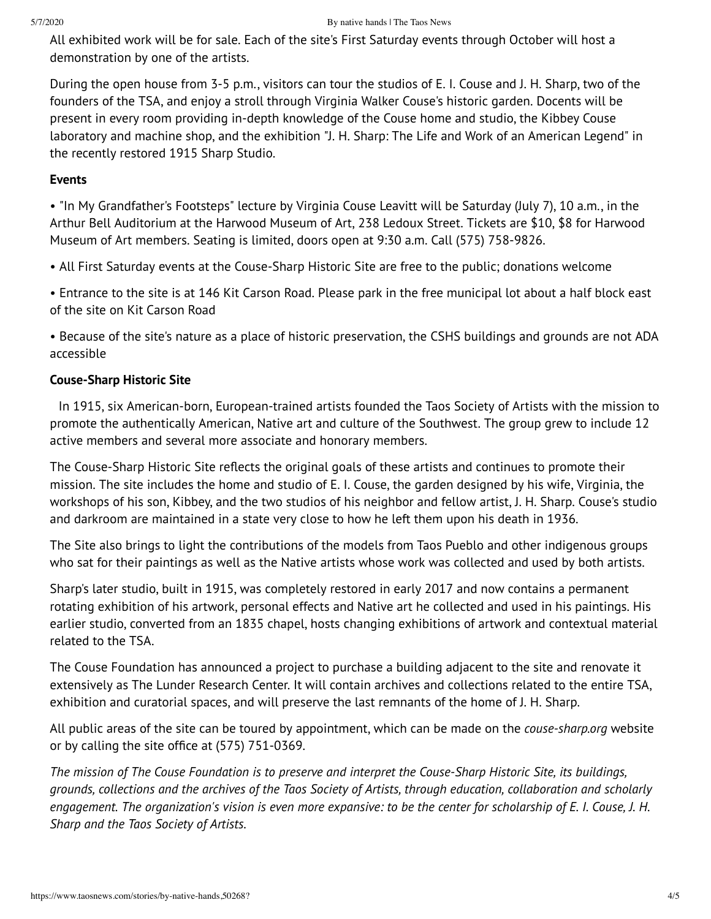All exhibited work will be for sale. Each of the site's First Saturday events through October will host a demonstration by one of the artists.

During the open house from 3-5 p.m., visitors can tour the studios of E. I. Couse and J. H. Sharp, two of the founders of the TSA, and enjoy a stroll through Virginia Walker Couse's historic garden. Docents will be present in every room providing in-depth knowledge of the Couse home and studio, the Kibbey Couse laboratory and machine shop, and the exhibition "J. H. Sharp: The Life and Work of an American Legend" in the recently restored 1915 Sharp Studio.

**Events**

• "In My Grandfather's Footsteps" lecture by Virginia Couse Leavitt will be Saturday (July 7), 10 a.m., in the Arthur Bell Auditorium at the Harwood Museum of Art, 238 Ledoux Street. Tickets are $10, $8 for Harwood Museum of Art members. Seating is limited, doors open at 9:30 a.m. Call (575) 758-9826.

• All First Saturday events at the Couse-Sharp Historic Site are free to the public; donations welcome

• Entrance to the site is at 146 Kit Carson Road. Please park in the free municipal lot about a half block east of the site on Kit Carson Road

• Because of the site's nature as a place of historic preservation, the CSHS buildings and grounds are not ADA accessible

**Couse-Sharp Historic Site**

In 1915, six American-born, European-trained artists founded the Taos Society of Artists with the mission to promote the authentically American, Native art and culture of the Southwest. The group grew to include 12 active members and several more associate and honorary members.

The Couse-Sharp Historic Site reflects the original goals of these artists and continues to promote their mission. The site includes the home and studio of E. I. Couse, the garden designed by his wife, Virginia, the workshops of his son, Kibbey, and the two studios of his neighbor and fellow artist, J. H. Sharp. Couse's studio and darkroom are maintained in a state very close to how he left them upon his death in 1936.

The Site also brings to light the contributions of the models from Taos Pueblo and other indigenous groups who sat for their paintings as well as the Native artists whose work was collected and used by both artists.

Sharp's later studio, built in 1915, was completely restored in early 2017 and now contains a permanent rotating exhibition of his artwork, personal effects and Native art he collected and used in his paintings. His earlier studio, converted from an 1835 chapel, hosts changing exhibitions of artwork and contextual material related to the TSA.

The Couse Foundation has announced a project to purchase a building adjacent to the site and renovate it extensively as The Lunder Research Center. It will contain archives and collections related to the entire TSA, exhibition and curatorial spaces, and will preserve the last remnants of the home of J. H. Sharp.

All public areas of the site can be toured by appointment, which can be made on the *couse-sharp.org* website or by calling the site office at (575) 751-0369.

*The mission of The Couse Foundation is to preserve and interpret the Couse-Sharp Historic Site, its buildings, grounds, collections and the archives of the Taos Society of Artists, through education, collaboration and scholarly engagement. The organization's vision is even more expansive: to be the center for scholarship of E. I. Couse, J. H. Sharp and the Taos Society of Artists.*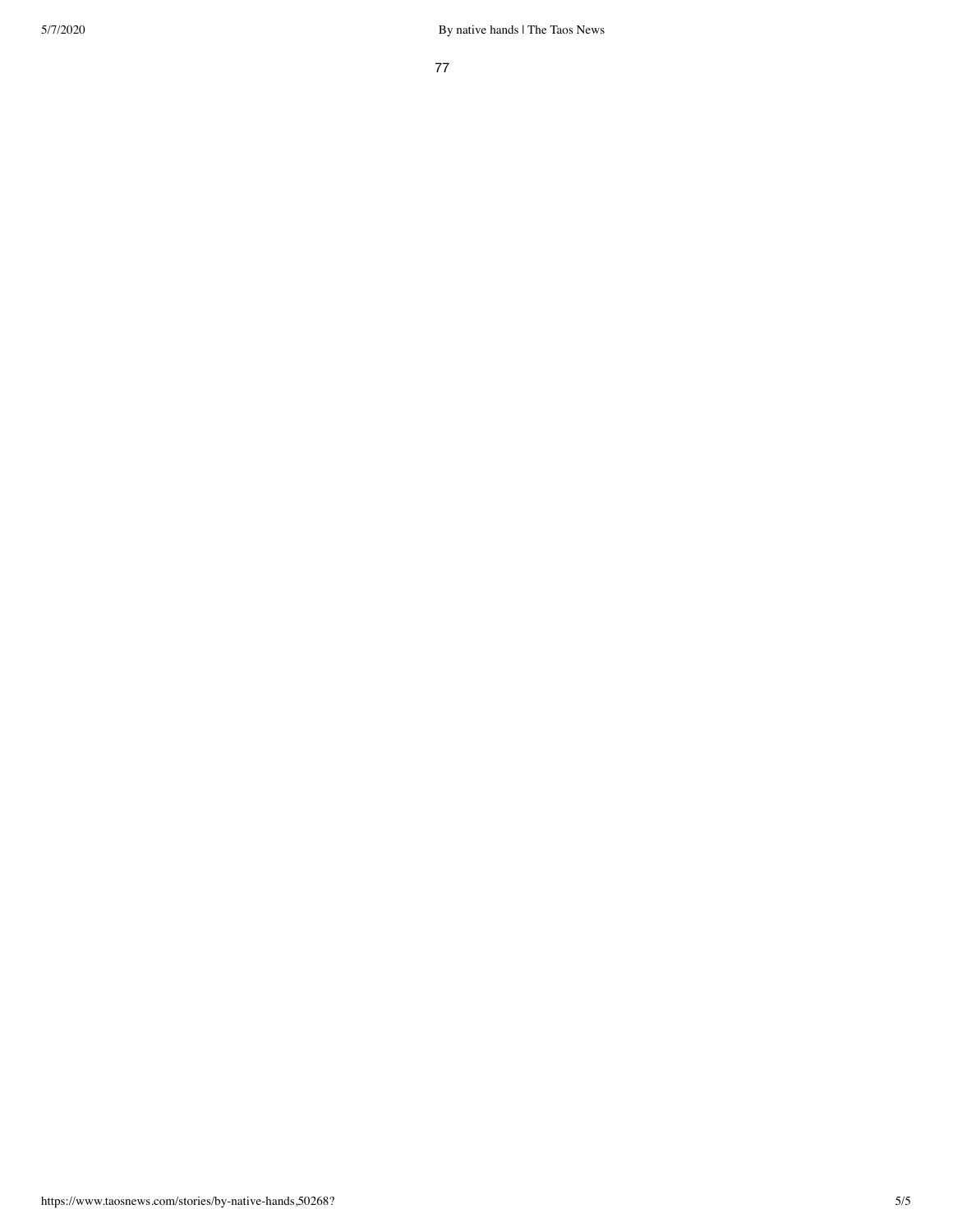77